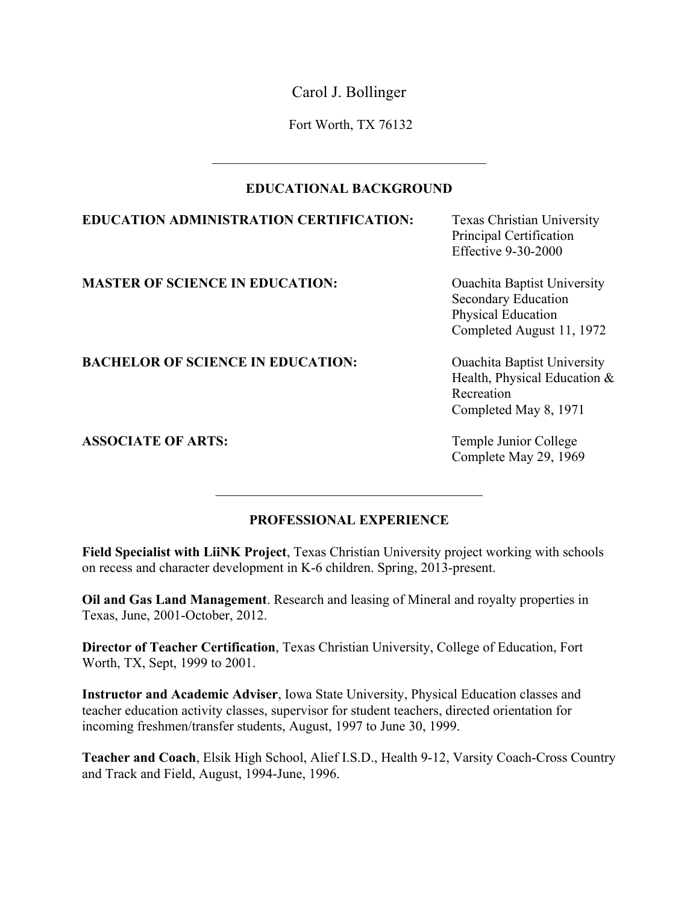# Carol J. Bollinger

Fort Worth, TX 76132

---

## EDUCATIONAL BACKGROUND

**EDUCATION ADMINISTRATION CERTIFICATION:** Texas Christian University
Principal Certification
Effective 9-30-2000

**MASTER OF SCIENCE IN EDUCATION:** Ouachita Baptist University
Secondary Education
Physical Education
Completed August 11, 1972

**BACHELOR OF SCIENCE IN EDUCATION:** Ouachita Baptist University
Health, Physical Education & Recreation
Completed May 8, 1971

**ASSOCIATE OF ARTS:** Temple Junior College
Complete May 29, 1969

---

## PROFESSIONAL EXPERIENCE

**Field Specialist with LiiNK Project**, Texas Christian University project working with schools on recess and character development in K-6 children. Spring, 2013-present.

**Oil and Gas Land Management**. Research and leasing of Mineral and royalty properties in Texas, June, 2001-October, 2012.

**Director of Teacher Certification**, Texas Christian University, College of Education, Fort Worth, TX, Sept, 1999 to 2001.

**Instructor and Academic Adviser**, Iowa State University, Physical Education classes and teacher education activity classes, supervisor for student teachers, directed orientation for incoming freshmen/transfer students, August, 1997 to June 30, 1999.

**Teacher and Coach**, Elsik High School, Alief I.S.D., Health 9-12, Varsity Coach-Cross Country and Track and Field, August, 1994-June, 1996.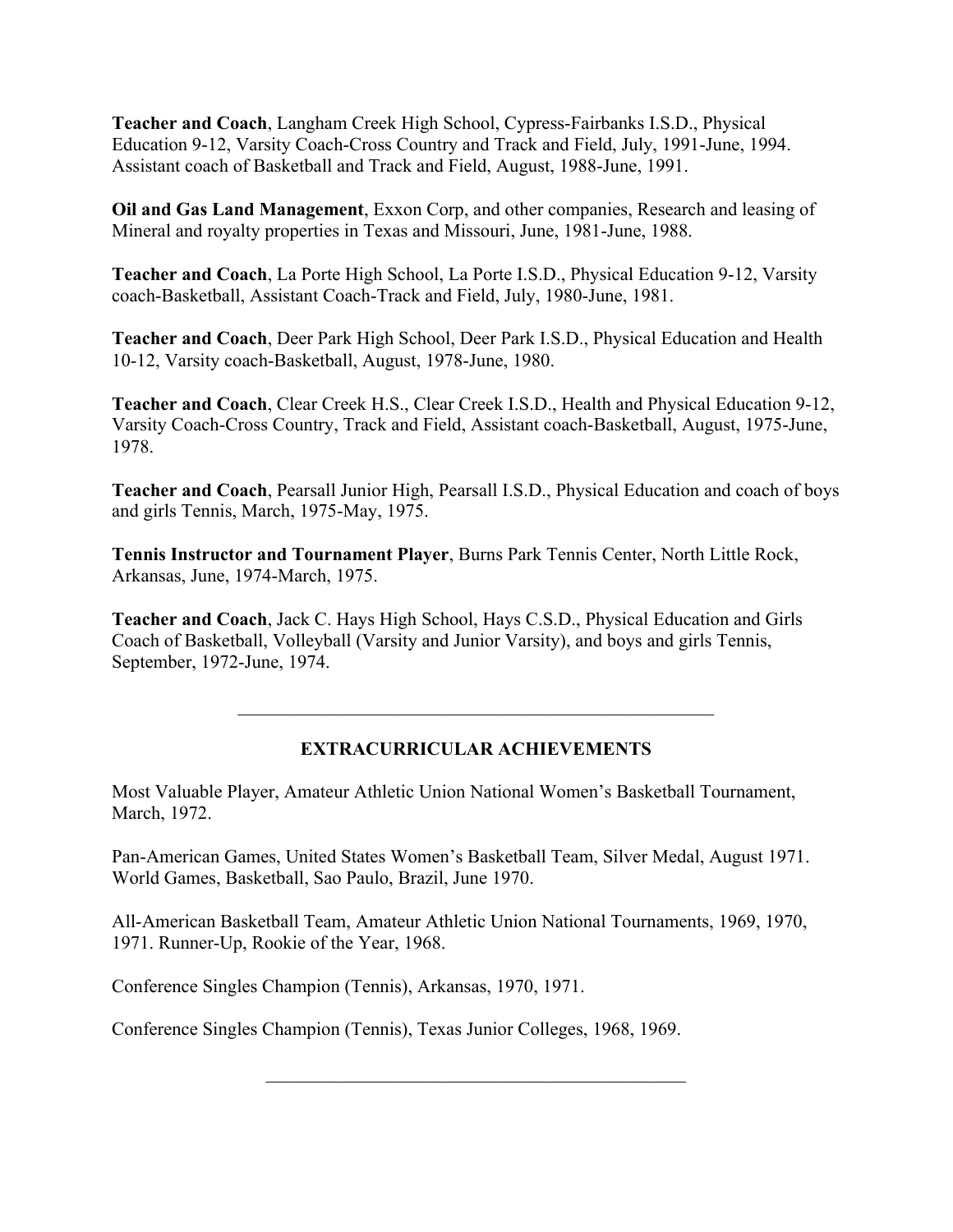**Teacher and Coach**, Langham Creek High School, Cypress-Fairbanks I.S.D., Physical Education 9-12, Varsity Coach-Cross Country and Track and Field, July, 1991-June, 1994. Assistant coach of Basketball and Track and Field, August, 1988-June, 1991.

**Oil and Gas Land Management**, Exxon Corp, and other companies, Research and leasing of Mineral and royalty properties in Texas and Missouri, June, 1981-June, 1988.

**Teacher and Coach**, La Porte High School, La Porte I.S.D., Physical Education 9-12, Varsity coach-Basketball, Assistant Coach-Track and Field, July, 1980-June, 1981.

**Teacher and Coach**, Deer Park High School, Deer Park I.S.D., Physical Education and Health 10-12, Varsity coach-Basketball, August, 1978-June, 1980.

**Teacher and Coach**, Clear Creek H.S., Clear Creek I.S.D., Health and Physical Education 9-12, Varsity Coach-Cross Country, Track and Field, Assistant coach-Basketball, August, 1975-June, 1978.

**Teacher and Coach**, Pearsall Junior High, Pearsall I.S.D., Physical Education and coach of boys and girls Tennis, March, 1975-May, 1975.

**Tennis Instructor and Tournament Player**, Burns Park Tennis Center, North Little Rock, Arkansas, June, 1974-March, 1975.

**Teacher and Coach**, Jack C. Hays High School, Hays C.S.D., Physical Education and Girls Coach of Basketball, Volleyball (Varsity and Junior Varsity), and boys and girls Tennis, September, 1972-June, 1974.

---

## EXTRACURRICULAR ACHIEVEMENTS

Most Valuable Player, Amateur Athletic Union National Women's Basketball Tournament, March, 1972.

Pan-American Games, United States Women's Basketball Team, Silver Medal, August 1971. World Games, Basketball, Sao Paulo, Brazil, June 1970.

All-American Basketball Team, Amateur Athletic Union National Tournaments, 1969, 1970, 1971. Runner-Up, Rookie of the Year, 1968.

Conference Singles Champion (Tennis), Arkansas, 1970, 1971.

Conference Singles Champion (Tennis), Texas Junior Colleges, 1968, 1969.

---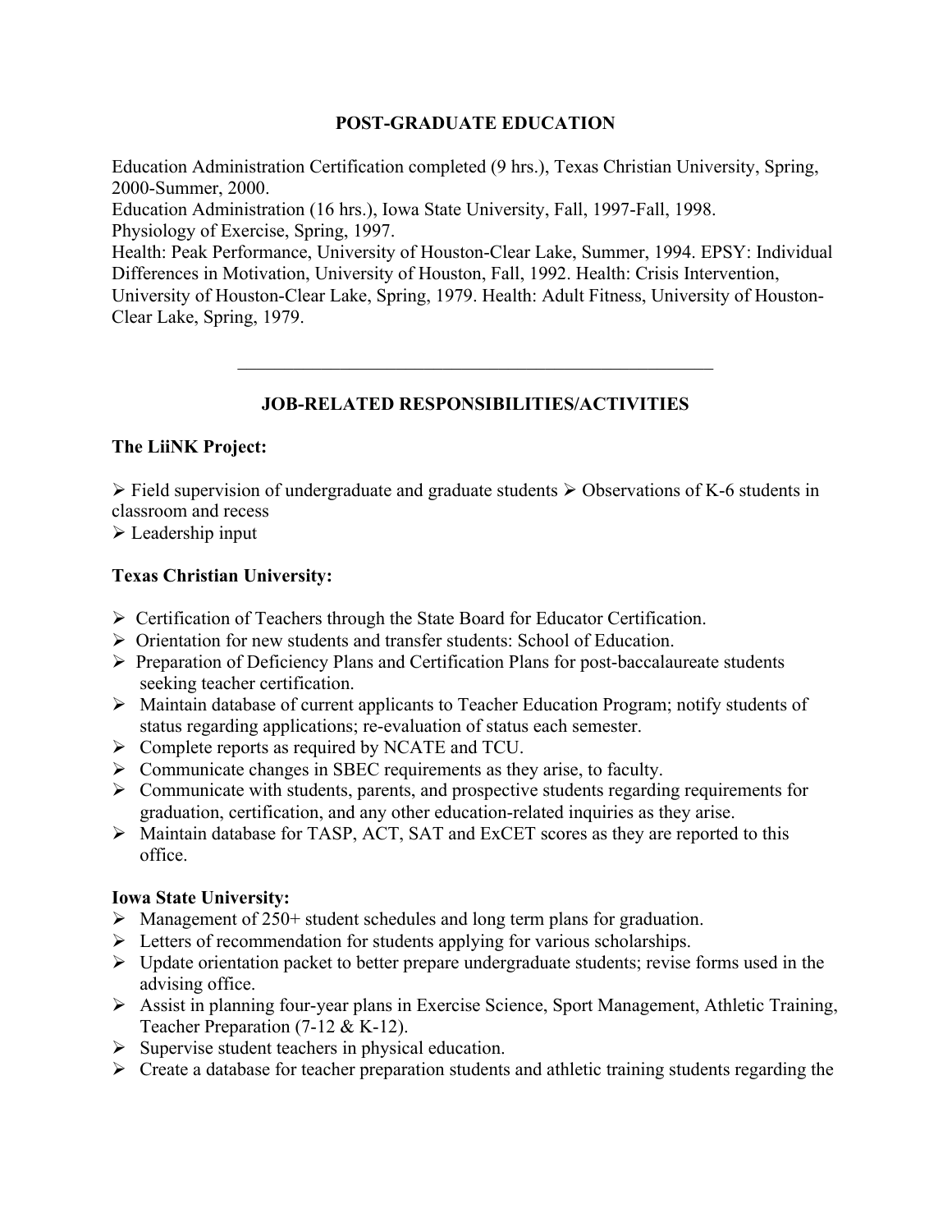## POST-GRADUATE EDUCATION

Education Administration Certification completed (9 hrs.), Texas Christian University, Spring, 2000-Summer, 2000.
Education Administration (16 hrs.), Iowa State University, Fall, 1997-Fall, 1998.
Physiology of Exercise, Spring, 1997.
Health: Peak Performance, University of Houston-Clear Lake, Summer, 1994. EPSY: Individual Differences in Motivation, University of Houston, Fall, 1992. Health: Crisis Intervention, University of Houston-Clear Lake, Spring, 1979. Health: Adult Fitness, University of Houston-Clear Lake, Spring, 1979.

---

## JOB-RELATED RESPONSIBILITIES/ACTIVITIES

**The LiiNK Project:**

- Field supervision of undergraduate and graduate students
- Observations of K-6 students in classroom and recess
- Leadership input

**Texas Christian University:**

- Certification of Teachers through the State Board for Educator Certification.
- Orientation for new students and transfer students: School of Education.
- Preparation of Deficiency Plans and Certification Plans for post-baccalaureate students seeking teacher certification.
- Maintain database of current applicants to Teacher Education Program; notify students of status regarding applications; re-evaluation of status each semester.
- Complete reports as required by NCATE and TCU.
- Communicate changes in SBEC requirements as they arise, to faculty.
- Communicate with students, parents, and prospective students regarding requirements for graduation, certification, and any other education-related inquiries as they arise.
- Maintain database for TASP, ACT, SAT and ExCET scores as they are reported to this office.

**Iowa State University:**

- Management of 250+ student schedules and long term plans for graduation.
- Letters of recommendation for students applying for various scholarships.
- Update orientation packet to better prepare undergraduate students; revise forms used in the advising office.
- Assist in planning four-year plans in Exercise Science, Sport Management, Athletic Training, Teacher Preparation (7-12 & K-12).
- Supervise student teachers in physical education.
- Create a database for teacher preparation students and athletic training students regarding the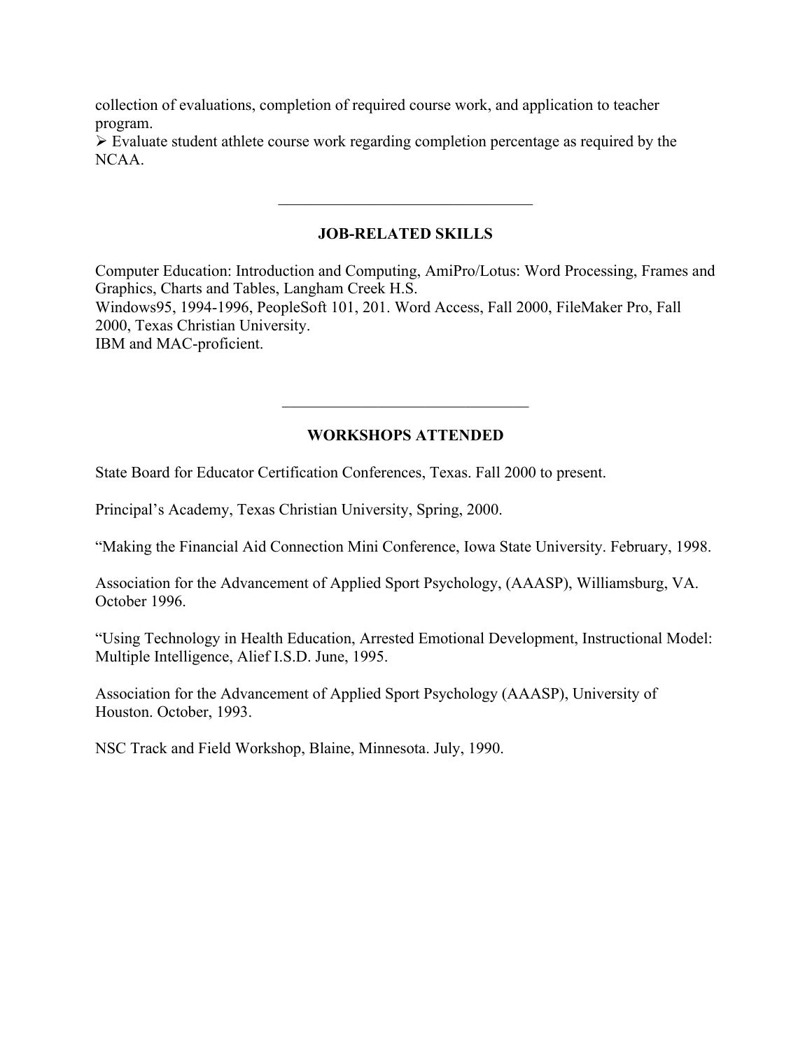collection of evaluations, completion of required course work, and application to teacher program.

- Evaluate student athlete course work regarding completion percentage as required by the NCAA.

---

## JOB-RELATED SKILLS

Computer Education: Introduction and Computing, AmiPro/Lotus: Word Processing, Frames and Graphics, Charts and Tables, Langham Creek H.S.
Windows95, 1994-1996, PeopleSoft 101, 201. Word Access, Fall 2000, FileMaker Pro, Fall 2000, Texas Christian University.
IBM and MAC-proficient.

---

## WORKSHOPS ATTENDED

State Board for Educator Certification Conferences, Texas. Fall 2000 to present.

Principal's Academy, Texas Christian University, Spring, 2000.

"Making the Financial Aid Connection Mini Conference, Iowa State University. February, 1998.

Association for the Advancement of Applied Sport Psychology, (AAASP), Williamsburg, VA. October 1996.

"Using Technology in Health Education, Arrested Emotional Development, Instructional Model: Multiple Intelligence, Alief I.S.D. June, 1995.

Association for the Advancement of Applied Sport Psychology (AAASP), University of Houston. October, 1993.

NSC Track and Field Workshop, Blaine, Minnesota. July, 1990.